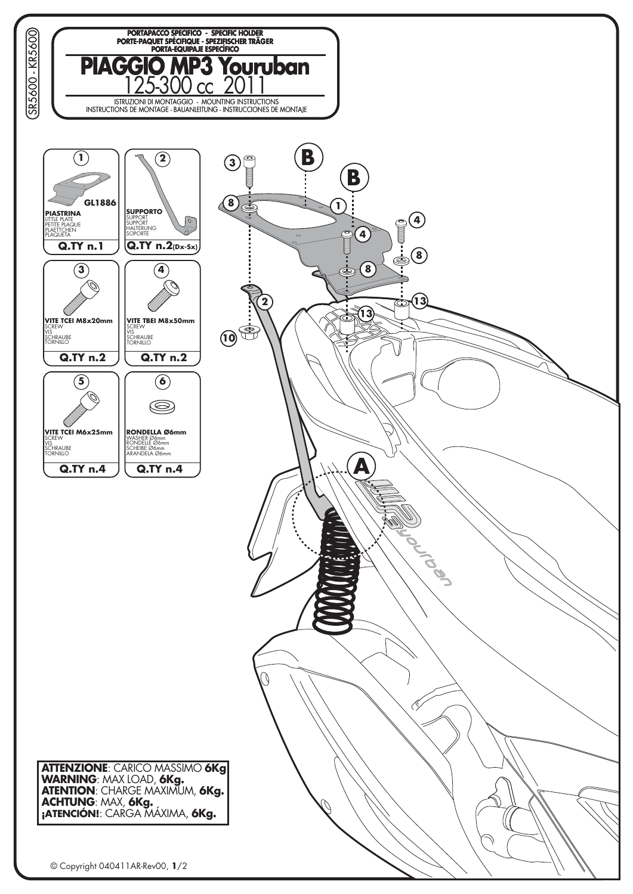SR5600 - KR5600

**PORTAPACCO SPECIFICO - SPECIFIC HOLDER**
**PORTE-PAQUET SPÉCIFIQUE - SPEZIFISCHER TRÄGER**
**PORTA-EQUIPAJE ESPECÍFICO**

# PIAGGIO MP3 Youruban

## 125-300 cc 2011

ISTRUZIONI DI MONTAGGIO - MOUNTING INSTRUCTIONS
INSTRUCTIONS DE MONTAGE - BAUANLEITUNG - INSTRUCCIONES DE MONTAJE

| N. | Description | Q.TY |
|---|---|---|
| 1 | GL1886 **PIASTRINA** LITTLE PLATE / PETITE PLAQUE / PLAETTCHEN / PLAQUETA | **Q.TY n.1** |
| 2 | **SUPPORTO** SUPPORT / SUPPORT / HALTERUNG / SOPORTE | **Q.TY n.2 (Dx-Sx)** |
| 3 | **VITE TCEI M8x20mm** SCREW / VIS / SCHRAUBE / TORNILLO | **Q.TY n.2** |
| 4 | **VITE TBEI M8x50mm** SCREW / VIS / SCHRAUBE / TORNILLO | **Q.TY n.2** |
| 5 | **VITE TCEI M6x25mm** SCREW / VIS / SCHRAUBE / TORNILLO | **Q.TY n.4** |
| 6 | **RONDELLA Ø6mm** WASHER Ø6mm / RONDELLE Ø6mm / SCHEIBE Ø6mm / ARANDELA Ø6mm | **Q.TY n.4** |

B, B, 3, 8, 1, 4, 4, 8, 8, 2, 13, 13, 10, A

**ATTENZIONE**: CARICO MASSIMO **6Kg**
**WARNING**: MAX LOAD, **6Kg.**
**ATENTION**: CHARGE MAXIMUM, **6Kg.**
**ACHTUNG**: MAX, **6Kg.**
**¡ATENCIÓN!**: CARGA MÁXIMA, **6Kg.**

© Copyright 040411AR-Rev00, **1**/2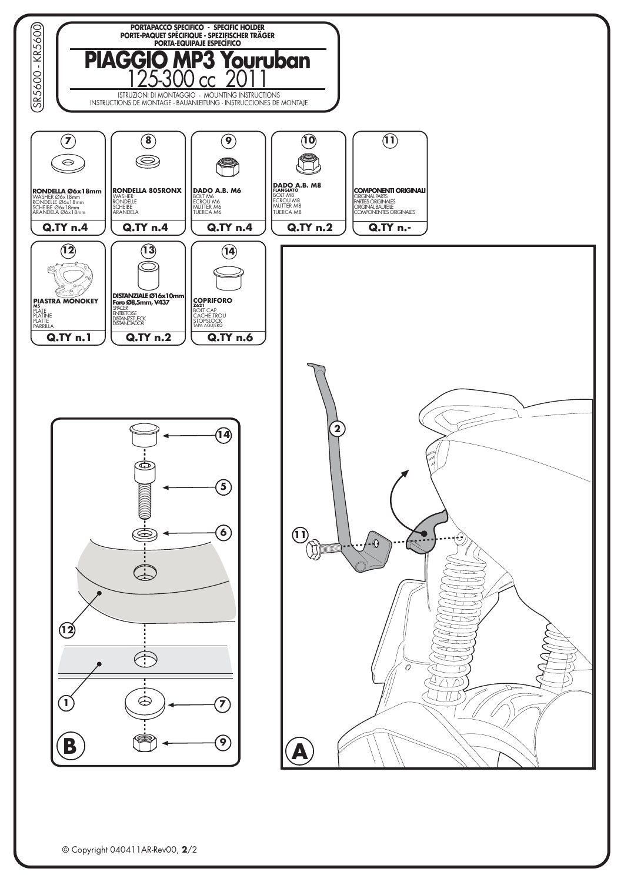SR5600 - KR5600

PORTAPACCO SPECIFICO - SPECIFIC HOLDER
PORTE-PAQUET SPÉCIFIQUE - SPEZIFISCHER TRÄGER
PORTA-EQUIPAJE ESPECÍFICO

# PIAGGIO MP3 Youruban
## 125-300 cc 2011

ISTRUZIONI DI MONTAGGIO - MOUNTING INSTRUCTIONS
INSTRUCTIONS DE MONTAGE - BAUANLEITUNG - INSTRUCCIONES DE MONTAJE

| N. | Description | Q.TY |
|---|---|---|
| 7 | **RONDELLA Ø6x18mm** WASHER Ø6x18mm RONDELLE Ø6x18mm SCHEIBE Ø6x18mm ARANDELA Ø6x18mm | Q.TY n.4 |
| 8 | **RONDELLA 805RONX** WASHER RONDELLE SCHEIBE ARANDELA | Q.TY n.4 |
| 9 | **DADO A.B. M6** BOLT M6 ECROU M6 MUTTER M6 TUERCA M6 | Q.TY n.4 |
| 10 | **DADO A.B. M8 FLANGIATO** BOLT M8 ECROU M8 MUTTER M8 TUERCA M8 | Q.TY n.2 |
| 11 | **COMPONENTI ORIGINALI** ORIGINAL PARTS PARTIES ORIGINALES ORIGINAL BAUTEILE COMPONENTES ORIGINALES | Q.TY n.- |
| 12 | **PIASTRA MONOKEY M5** PLATE PLATINE PLATTE PARRILLA | Q.TY n.1 |
| 13 | **DISTANZIALE Ø16x10mm Foro Ø8,5mm, V437** SPACER ENTRETOISE DISTANZSTUECK DISTANCIADOR | Q.TY n.2 |
| 14 | **COPRIFORO Z621** BOLT CAP CACHE TROU STOPSLOCK TAPA AGUJERO | Q.TY n.6 |

A

B

© Copyright 040411AR-Rev00, **2**/2